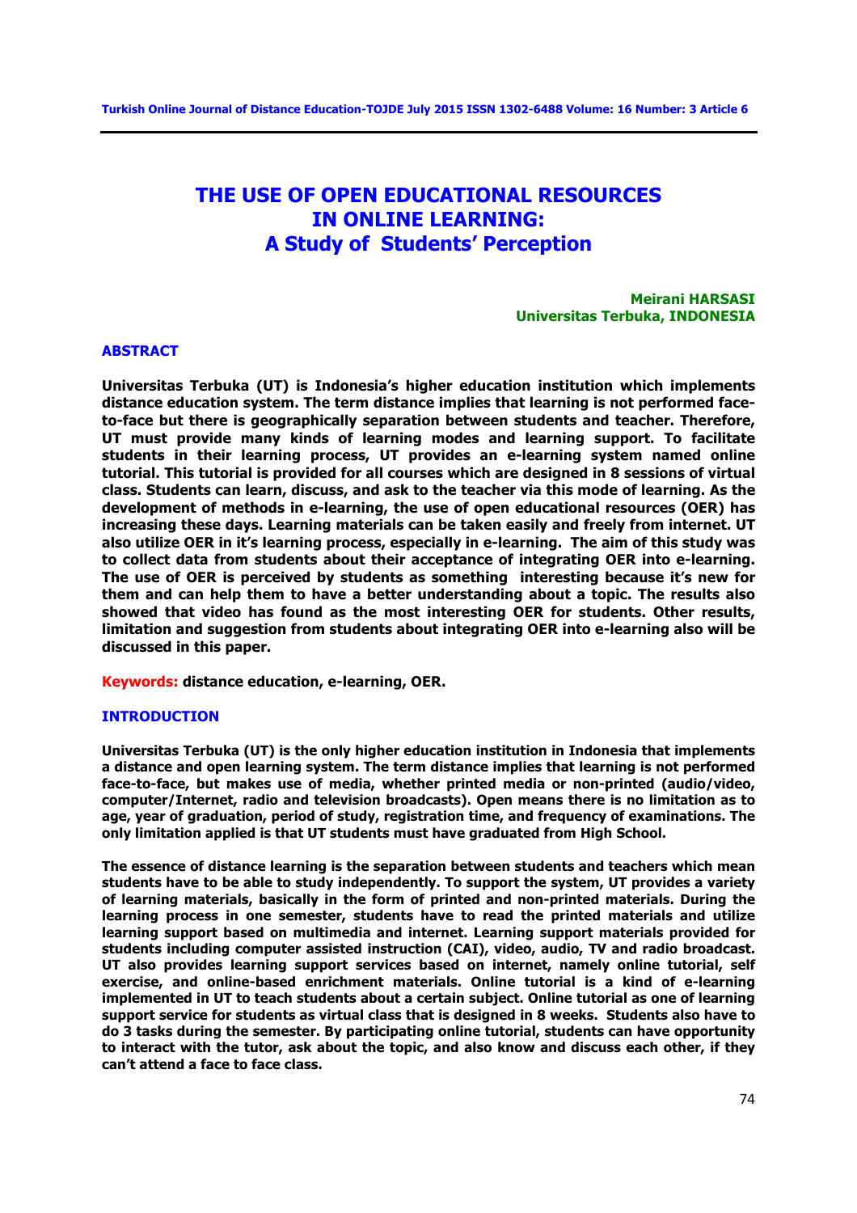# THE USE OF OPEN EDUCATIONAL RESOURCES IN ONLINE LEARNING: A Study of Students' Perception

**Meirani HARSASI**
**Universitas Terbuka, INDONESIA**

## ABSTRACT

**Universitas Terbuka (UT) is Indonesia's higher education institution which implements distance education system. The term distance implies that learning is not performed face-to-face but there is geographically separation between students and teacher. Therefore, UT must provide many kinds of learning modes and learning support. To facilitate students in their learning process, UT provides an e-learning system named online tutorial. This tutorial is provided for all courses which are designed in 8 sessions of virtual class. Students can learn, discuss, and ask to the teacher via this mode of learning. As the development of methods in e-learning, the use of open educational resources (OER) has increasing these days. Learning materials can be taken easily and freely from internet. UT also utilize OER in it's learning process, especially in e-learning. The aim of this study was to collect data from students about their acceptance of integrating OER into e-learning. The use of OER is perceived by students as something interesting because it's new for them and can help them to have a better understanding about a topic. The results also showed that video has found as the most interesting OER for students. Other results, limitation and suggestion from students about integrating OER into e-learning also will be discussed in this paper.**

**Keywords:** **distance education, e-learning, OER.**

## INTRODUCTION

**Universitas Terbuka (UT) is the only higher education institution in Indonesia that implements a distance and open learning system. The term distance implies that learning is not performed face-to-face, but makes use of media, whether printed media or non-printed (audio/video, computer/Internet, radio and television broadcasts). Open means there is no limitation as to age, year of graduation, period of study, registration time, and frequency of examinations. The only limitation applied is that UT students must have graduated from High School.**

**The essence of distance learning is the separation between students and teachers which mean students have to be able to study independently. To support the system, UT provides a variety of learning materials, basically in the form of printed and non-printed materials. During the learning process in one semester, students have to read the printed materials and utilize learning support based on multimedia and internet. Learning support materials provided for students including computer assisted instruction (CAI), video, audio, TV and radio broadcast. UT also provides learning support services based on internet, namely online tutorial, self exercise, and online-based enrichment materials. Online tutorial is a kind of e-learning implemented in UT to teach students about a certain subject. Online tutorial as one of learning support service for students as virtual class that is designed in 8 weeks. Students also have to do 3 tasks during the semester. By participating online tutorial, students can have opportunity to interact with the tutor, ask about the topic, and also know and discuss each other, if they can't attend a face to face class.**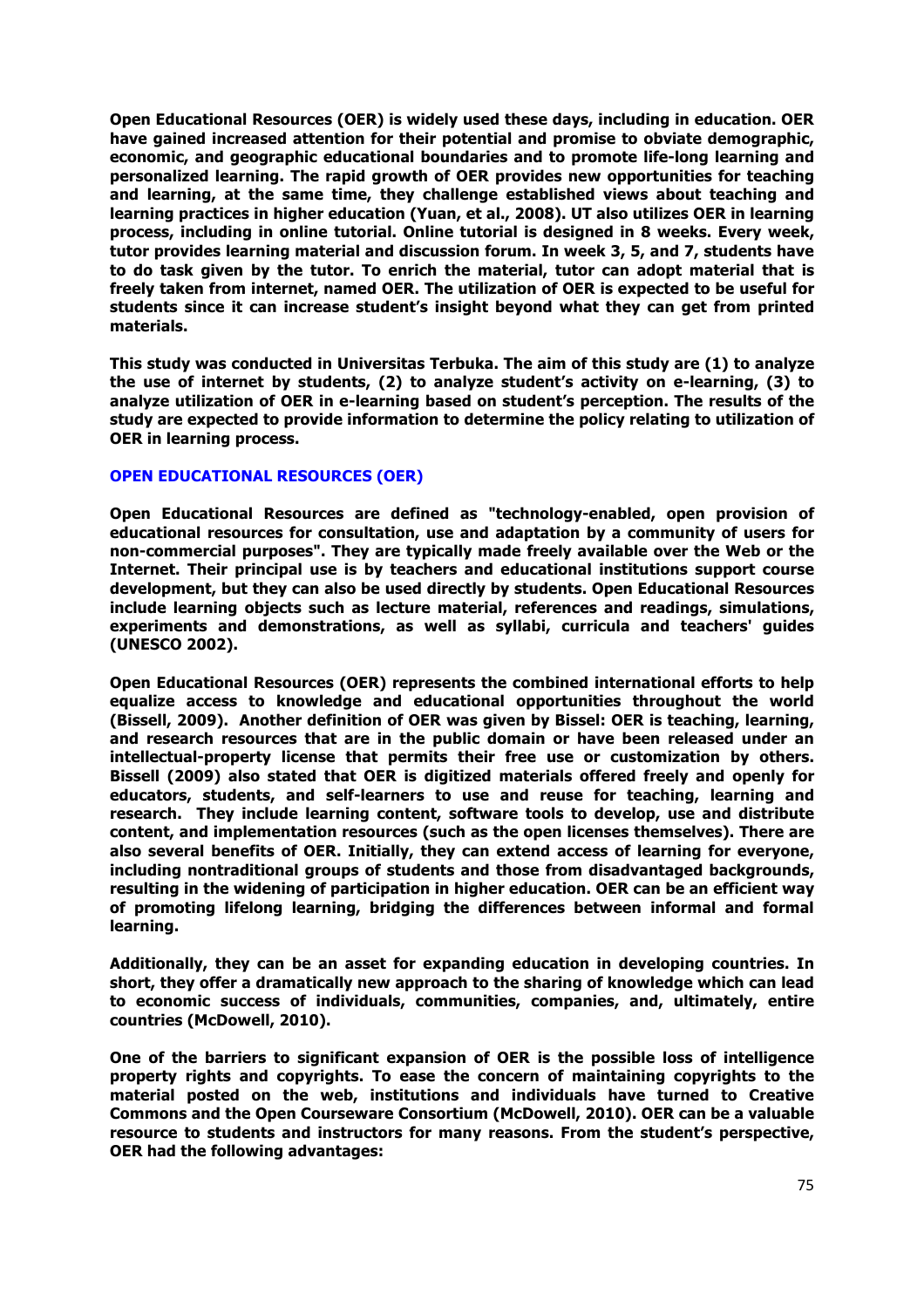Open Educational Resources (OER) is widely used these days, including in education. OER have gained increased attention for their potential and promise to obviate demographic, economic, and geographic educational boundaries and to promote life-long learning and personalized learning. The rapid growth of OER provides new opportunities for teaching and learning, at the same time, they challenge established views about teaching and learning practices in higher education (Yuan, et al., 2008). UT also utilizes OER in learning process, including in online tutorial. Online tutorial is designed in 8 weeks. Every week, tutor provides learning material and discussion forum. In week 3, 5, and 7, students have to do task given by the tutor. To enrich the material, tutor can adopt material that is freely taken from internet, named OER. The utilization of OER is expected to be useful for students since it can increase student's insight beyond what they can get from printed materials.

This study was conducted in Universitas Terbuka. The aim of this study are (1) to analyze the use of internet by students, (2) to analyze student's activity on e-learning, (3) to analyze utilization of OER in e-learning based on student's perception. The results of the study are expected to provide information to determine the policy relating to utilization of OER in learning process.

## OPEN EDUCATIONAL RESOURCES (OER)

Open Educational Resources are defined as "technology-enabled, open provision of educational resources for consultation, use and adaptation by a community of users for non-commercial purposes". They are typically made freely available over the Web or the Internet. Their principal use is by teachers and educational institutions support course development, but they can also be used directly by students. Open Educational Resources include learning objects such as lecture material, references and readings, simulations, experiments and demonstrations, as well as syllabi, curricula and teachers' guides (UNESCO 2002).

Open Educational Resources (OER) represents the combined international efforts to help equalize access to knowledge and educational opportunities throughout the world (Bissell, 2009). Another definition of OER was given by Bissel: OER is teaching, learning, and research resources that are in the public domain or have been released under an intellectual-property license that permits their free use or customization by others. Bissell (2009) also stated that OER is digitized materials offered freely and openly for educators, students, and self-learners to use and reuse for teaching, learning and research. They include learning content, software tools to develop, use and distribute content, and implementation resources (such as the open licenses themselves). There are also several benefits of OER. Initially, they can extend access of learning for everyone, including nontraditional groups of students and those from disadvantaged backgrounds, resulting in the widening of participation in higher education. OER can be an efficient way of promoting lifelong learning, bridging the differences between informal and formal learning.

Additionally, they can be an asset for expanding education in developing countries. In short, they offer a dramatically new approach to the sharing of knowledge which can lead to economic success of individuals, communities, companies, and, ultimately, entire countries (McDowell, 2010).

One of the barriers to significant expansion of OER is the possible loss of intelligence property rights and copyrights. To ease the concern of maintaining copyrights to the material posted on the web, institutions and individuals have turned to Creative Commons and the Open Courseware Consortium (McDowell, 2010). OER can be a valuable resource to students and instructors for many reasons. From the student's perspective, OER had the following advantages: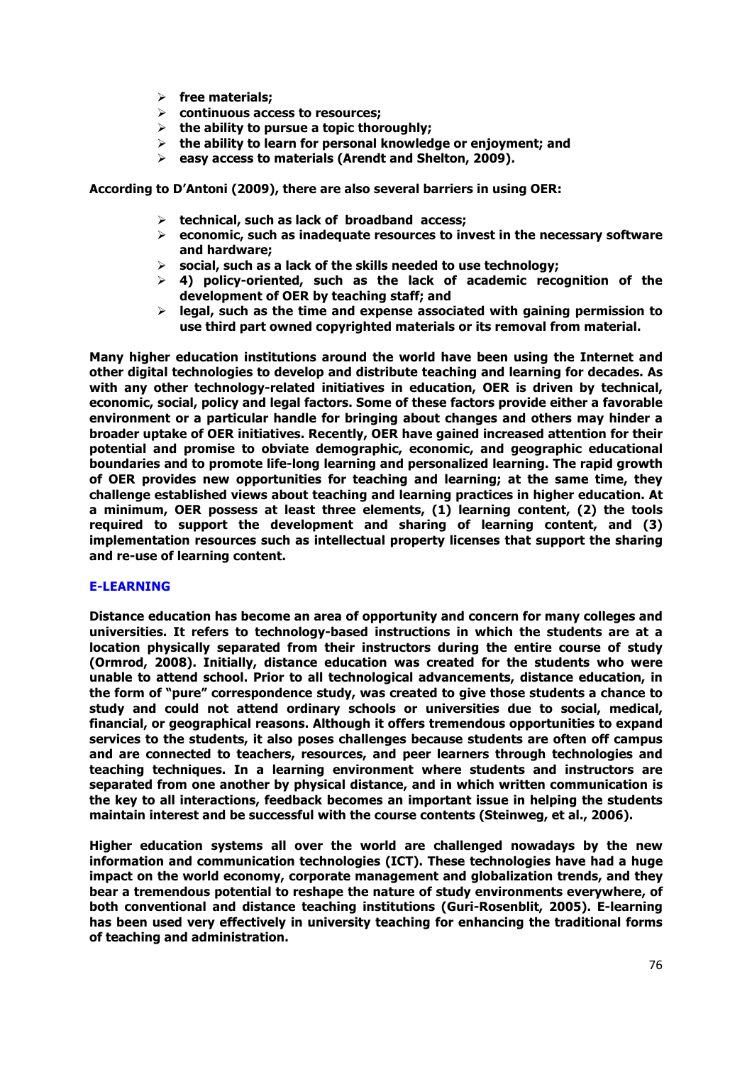- **free materials;**
- **continuous access to resources;**
- **the ability to pursue a topic thoroughly;**
- **the ability to learn for personal knowledge or enjoyment; and**
- **easy access to materials (Arendt and Shelton, 2009).**

**According to D'Antoni (2009), there are also several barriers in using OER:**

- **technical, such as lack of broadband access;**
- **economic, such as inadequate resources to invest in the necessary software and hardware;**
- **social, such as a lack of the skills needed to use technology;**
- **4) policy-oriented, such as the lack of academic recognition of the development of OER by teaching staff; and**
- **legal, such as the time and expense associated with gaining permission to use third part owned copyrighted materials or its removal from material.**

**Many higher education institutions around the world have been using the Internet and other digital technologies to develop and distribute teaching and learning for decades. As with any other technology-related initiatives in education, OER is driven by technical, economic, social, policy and legal factors. Some of these factors provide either a favorable environment or a particular handle for bringing about changes and others may hinder a broader uptake of OER initiatives. Recently, OER have gained increased attention for their potential and promise to obviate demographic, economic, and geographic educational boundaries and to promote life-long learning and personalized learning. The rapid growth of OER provides new opportunities for teaching and learning; at the same time, they challenge established views about teaching and learning practices in higher education. At a minimum, OER possess at least three elements, (1) learning content, (2) the tools required to support the development and sharing of learning content, and (3) implementation resources such as intellectual property licenses that support the sharing and re-use of learning content.**

## E-LEARNING

**Distance education has become an area of opportunity and concern for many colleges and universities. It refers to technology-based instructions in which the students are at a location physically separated from their instructors during the entire course of study (Ormrod, 2008). Initially, distance education was created for the students who were unable to attend school. Prior to all technological advancements, distance education, in the form of "pure" correspondence study, was created to give those students a chance to study and could not attend ordinary schools or universities due to social, medical, financial, or geographical reasons. Although it offers tremendous opportunities to expand services to the students, it also poses challenges because students are often off campus and are connected to teachers, resources, and peer learners through technologies and teaching techniques. In a learning environment where students and instructors are separated from one another by physical distance, and in which written communication is the key to all interactions, feedback becomes an important issue in helping the students maintain interest and be successful with the course contents (Steinweg, et al., 2006).**

**Higher education systems all over the world are challenged nowadays by the new information and communication technologies (ICT). These technologies have had a huge impact on the world economy, corporate management and globalization trends, and they bear a tremendous potential to reshape the nature of study environments everywhere, of both conventional and distance teaching institutions (Guri-Rosenblit, 2005). E-learning has been used very effectively in university teaching for enhancing the traditional forms of teaching and administration.**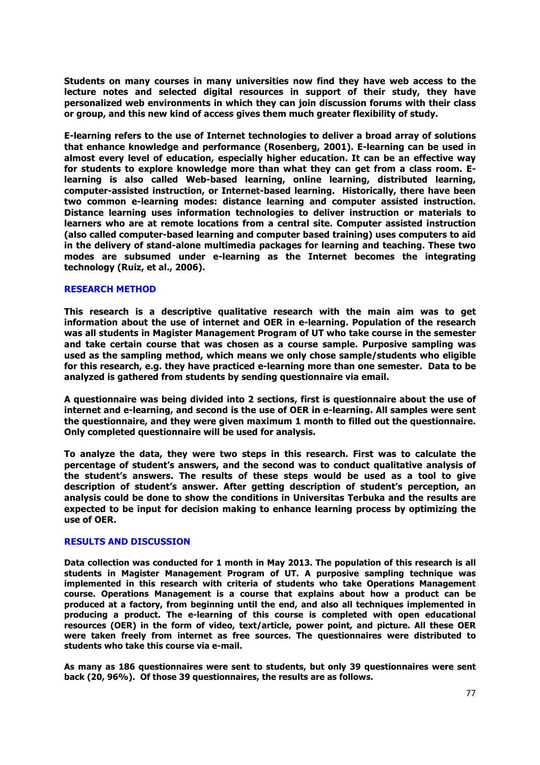Students on many courses in many universities now find they have web access to the lecture notes and selected digital resources in support of their study, they have personalized web environments in which they can join discussion forums with their class or group, and this new kind of access gives them much greater flexibility of study.

E-learning refers to the use of Internet technologies to deliver a broad array of solutions that enhance knowledge and performance (Rosenberg, 2001). E-learning can be used in almost every level of education, especially higher education. It can be an effective way for students to explore knowledge more than what they can get from a class room. E-learning is also called Web-based learning, online learning, distributed learning, computer-assisted instruction, or Internet-based learning. Historically, there have been two common e-learning modes: distance learning and computer assisted instruction. Distance learning uses information technologies to deliver instruction or materials to learners who are at remote locations from a central site. Computer assisted instruction (also called computer-based learning and computer based training) uses computers to aid in the delivery of stand-alone multimedia packages for learning and teaching. These two modes are subsumed under e-learning as the Internet becomes the integrating technology (Ruiz, et al., 2006).

## RESEARCH METHOD

This research is a descriptive qualitative research with the main aim was to get information about the use of internet and OER in e-learning. Population of the research was all students in Magister Management Program of UT who take course in the semester and take certain course that was chosen as a course sample. Purposive sampling was used as the sampling method, which means we only chose sample/students who eligible for this research, e.g. they have practiced e-learning more than one semester. Data to be analyzed is gathered from students by sending questionnaire via email.

A questionnaire was being divided into 2 sections, first is questionnaire about the use of internet and e-learning, and second is the use of OER in e-learning. All samples were sent the questionnaire, and they were given maximum 1 month to filled out the questionnaire. Only completed questionnaire will be used for analysis.

To analyze the data, they were two steps in this research. First was to calculate the percentage of student's answers, and the second was to conduct qualitative analysis of the student's answers. The results of these steps would be used as a tool to give description of student's answer. After getting description of student's perception, an analysis could be done to show the conditions in Universitas Terbuka and the results are expected to be input for decision making to enhance learning process by optimizing the use of OER.

## RESULTS AND DISCUSSION

Data collection was conducted for 1 month in May 2013. The population of this research is all students in Magister Management Program of UT. A purposive sampling technique was implemented in this research with criteria of students who take Operations Management course. Operations Management is a course that explains about how a product can be produced at a factory, from beginning until the end, and also all techniques implemented in producing a product. The e-learning of this course is completed with open educational resources (OER) in the form of video, text/article, power point, and picture. All these OER were taken freely from internet as free sources. The questionnaires were distributed to students who take this course via e-mail.

As many as 186 questionnaires were sent to students, but only 39 questionnaires were sent back (20, 96%). Of those 39 questionnaires, the results are as follows.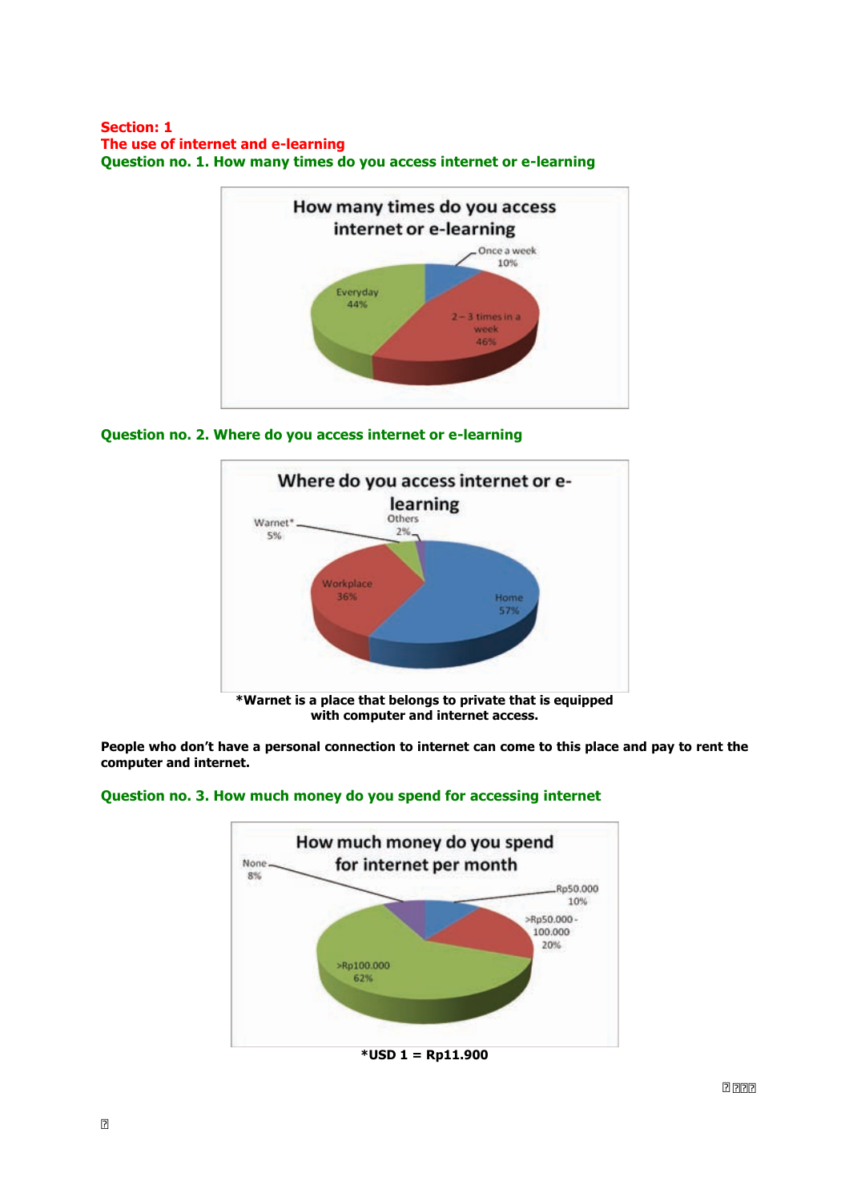**Section: 1**

**The use of internet and e-learning**

**Question no. 1. How many times do you access internet or e-learning**

How many times do you access internet or e-learning

- Once a week 10%
- Everyday 44%
- 2 – 3 times in a week 46%

**Question no. 2. Where do you access internet or e-learning**

Where do you access internet or e-learning

- Warnet* 5%
- Others 2%
- Workplace 36%
- Home 57%

**\*Warnet is a place that belongs to private that is equipped with computer and internet access.**

**People who don't have a personal connection to internet can come to this place and pay to rent the computer and internet.**

**Question no. 3. How much money do you spend for accessing internet**

How much money do you spend for internet per month

- None 8%
- Rp50.000 10%
- >Rp50.000 - 100.000 20%
- >Rp100.000 62%

**\*USD 1 = Rp11.900**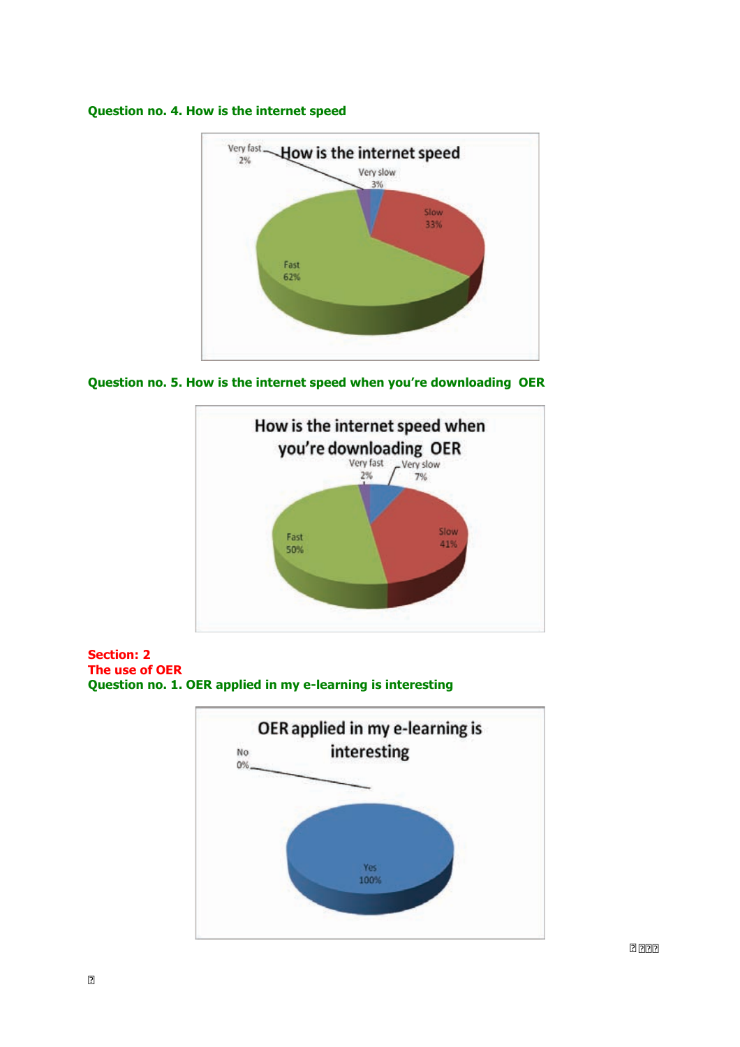**Question no. 4. How is the internet speed**

How is the internet speed

Very fast 2%

Very slow 3%

Slow 33%

Fast 62%

**Question no. 5. How is the internet speed when you're downloading OER**

How is the internet speed when you're downloading OER

Very fast 2%

Very slow 7%

Slow 41%

Fast 50%

**Section: 2**

**The use of OER**

**Question no. 1. OER applied in my e-learning is interesting**

OER applied in my e-learning is interesting

No 0%

Yes 100%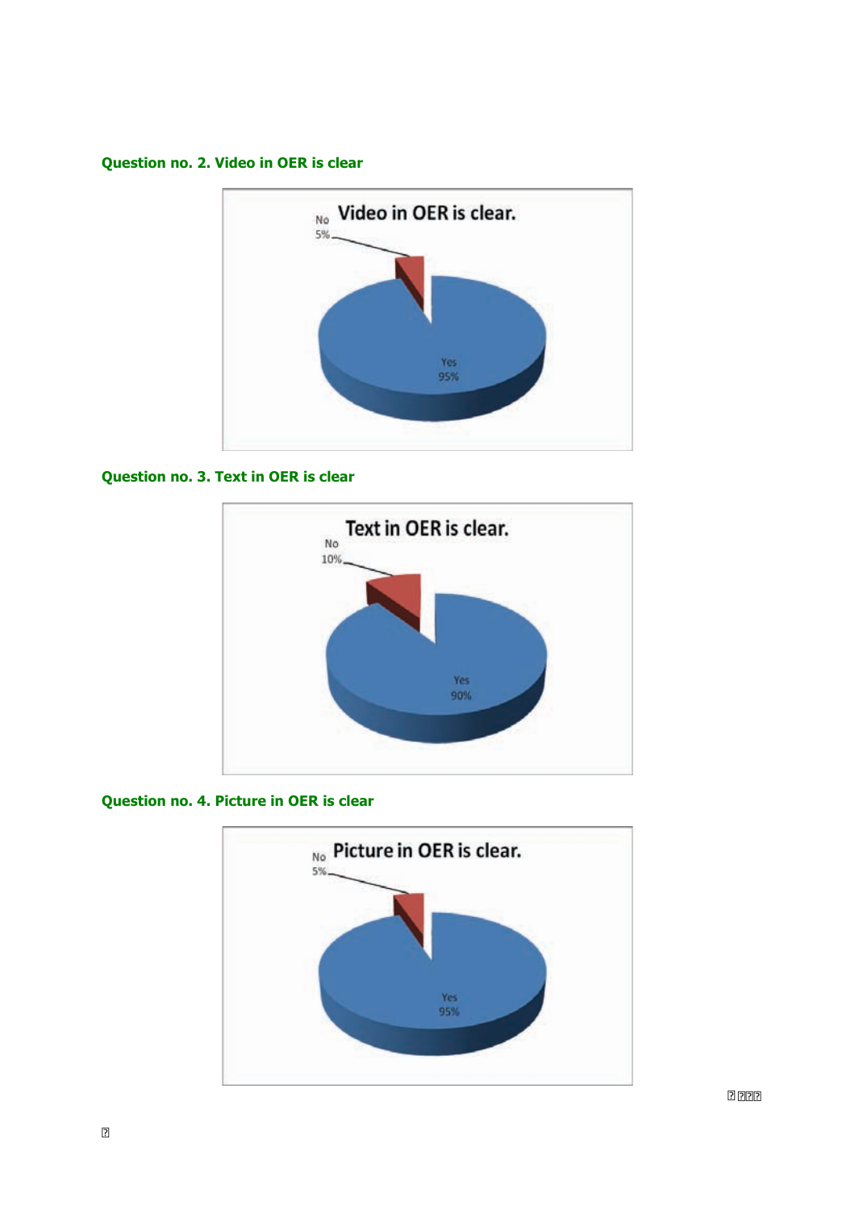**Question no. 2. Video in OER is clear**

Video in OER is clear.

No 5%

Yes 95%

**Question no. 3. Text in OER is clear**

Text in OER is clear.

No 10%

Yes 90%

**Question no. 4. Picture in OER is clear**

Picture in OER is clear.

No 5%

Yes 95%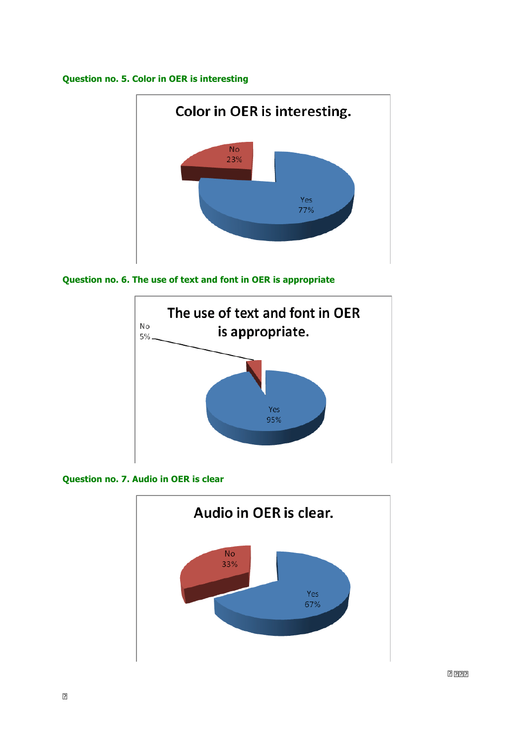**Question no. 5. Color in OER is interesting**

Color in OER is interesting.

No 23%

Yes 77%

**Question no. 6. The use of text and font in OER is appropriate**

The use of text and font in OER is appropriate.

No 5%

Yes 95%

**Question no. 7. Audio in OER is clear**

Audio in OER is clear.

No 33%

Yes 67%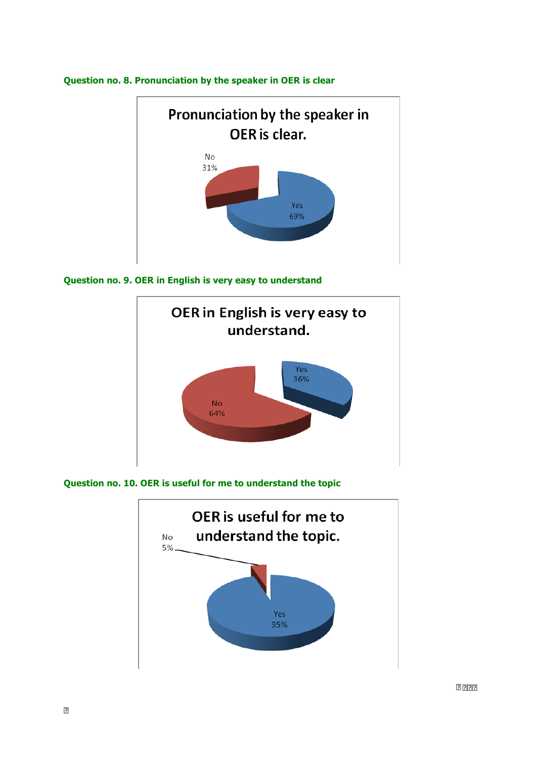**Question no. 8. Pronunciation by the speaker in OER is clear**

Pronunciation by the speaker in OER is clear.

No 31%

Yes 69%

**Question no. 9. OER in English is very easy to understand**

OER in English is very easy to understand.

Yes 36%

No 64%

**Question no. 10. OER is useful for me to understand the topic**

OER is useful for me to understand the topic.

No 5%

Yes 95%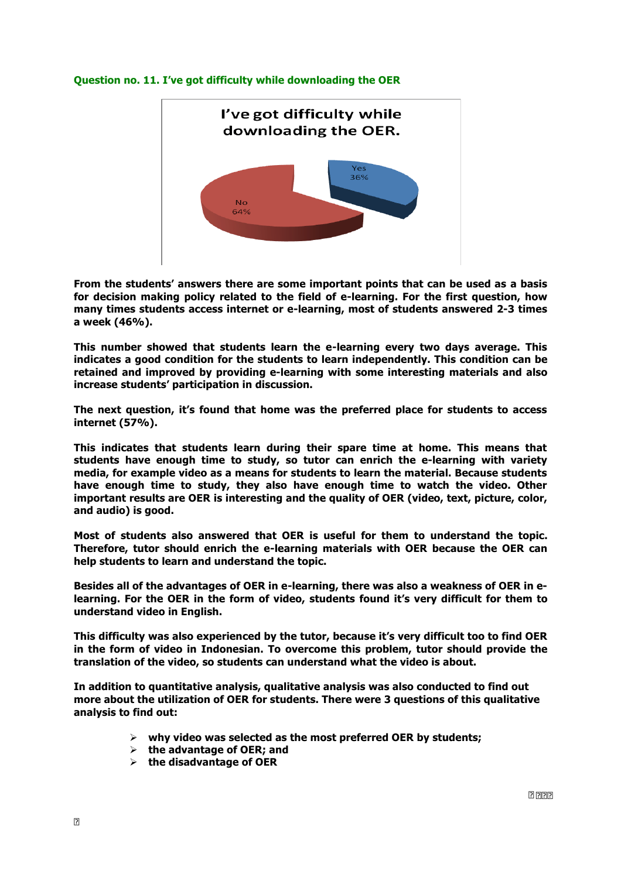**Question no. 11. I've got difficulty while downloading the OER**

**From the students' answers there are some important points that can be used as a basis for decision making policy related to the field of e-learning. For the first question, how many times students access internet or e-learning, most of students answered 2-3 times a week (46%).**

**This number showed that students learn the e-learning every two days average. This indicates a good condition for the students to learn independently. This condition can be retained and improved by providing e-learning with some interesting materials and also increase students' participation in discussion.**

**The next question, it's found that home was the preferred place for students to access internet (57%).**

**This indicates that students learn during their spare time at home. This means that students have enough time to study, so tutor can enrich the e-learning with variety media, for example video as a means for students to learn the material. Because students have enough time to study, they also have enough time to watch the video. Other important results are OER is interesting and the quality of OER (video, text, picture, color, and audio) is good.**

**Most of students also answered that OER is useful for them to understand the topic. Therefore, tutor should enrich the e-learning materials with OER because the OER can help students to learn and understand the topic.**

**Besides all of the advantages of OER in e-learning, there was also a weakness of OER in e-learning. For the OER in the form of video, students found it's very difficult for them to understand video in English.**

**This difficulty was also experienced by the tutor, because it's very difficult too to find OER in the form of video in Indonesian. To overcome this problem, tutor should provide the translation of the video, so students can understand what the video is about.**

**In addition to quantitative analysis, qualitative analysis was also conducted to find out more about the utilization of OER for students. There were 3 questions of this qualitative analysis to find out:**

- **why video was selected as the most preferred OER by students;**
- **the advantage of OER; and**
- **the disadvantage of OER**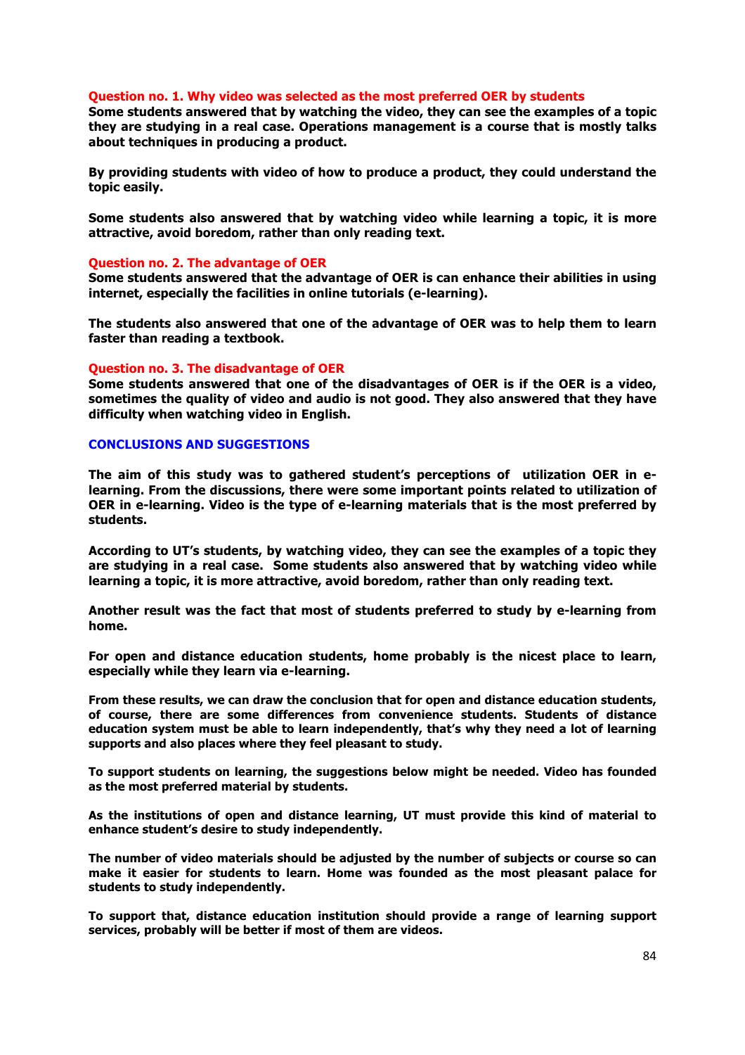**Question no. 1. Why video was selected as the most preferred OER by students**

**Some students answered that by watching the video, they can see the examples of a topic they are studying in a real case. Operations management is a course that is mostly talks about techniques in producing a product.**

**By providing students with video of how to produce a product, they could understand the topic easily.**

**Some students also answered that by watching video while learning a topic, it is more attractive, avoid boredom, rather than only reading text.**

**Question no. 2. The advantage of OER**

**Some students answered that the advantage of OER is can enhance their abilities in using internet, especially the facilities in online tutorials (e-learning).**

**The students also answered that one of the advantage of OER was to help them to learn faster than reading a textbook.**

**Question no. 3. The disadvantage of OER**

**Some students answered that one of the disadvantages of OER is if the OER is a video, sometimes the quality of video and audio is not good. They also answered that they have difficulty when watching video in English.**

## CONCLUSIONS AND SUGGESTIONS

**The aim of this study was to gathered student's perceptions of utilization OER in e-learning. From the discussions, there were some important points related to utilization of OER in e-learning. Video is the type of e-learning materials that is the most preferred by students.**

**According to UT's students, by watching video, they can see the examples of a topic they are studying in a real case. Some students also answered that by watching video while learning a topic, it is more attractive, avoid boredom, rather than only reading text.**

**Another result was the fact that most of students preferred to study by e-learning from home.**

**For open and distance education students, home probably is the nicest place to learn, especially while they learn via e-learning.**

**From these results, we can draw the conclusion that for open and distance education students, of course, there are some differences from convenience students. Students of distance education system must be able to learn independently, that's why they need a lot of learning supports and also places where they feel pleasant to study.**

**To support students on learning, the suggestions below might be needed. Video has founded as the most preferred material by students.**

**As the institutions of open and distance learning, UT must provide this kind of material to enhance student's desire to study independently.**

**The number of video materials should be adjusted by the number of subjects or course so can make it easier for students to learn. Home was founded as the most pleasant palace for students to study independently.**

**To support that, distance education institution should provide a range of learning support services, probably will be better if most of them are videos.**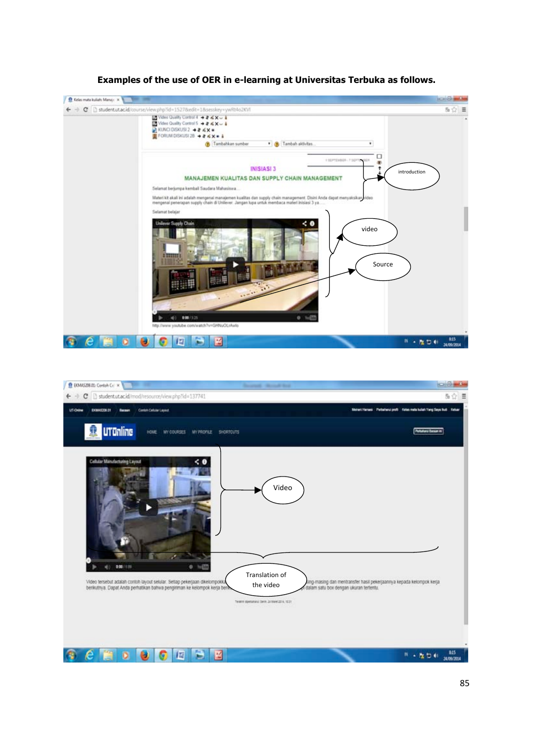**Examples of the use of OER in e-learning at Universitas Terbuka as follows.**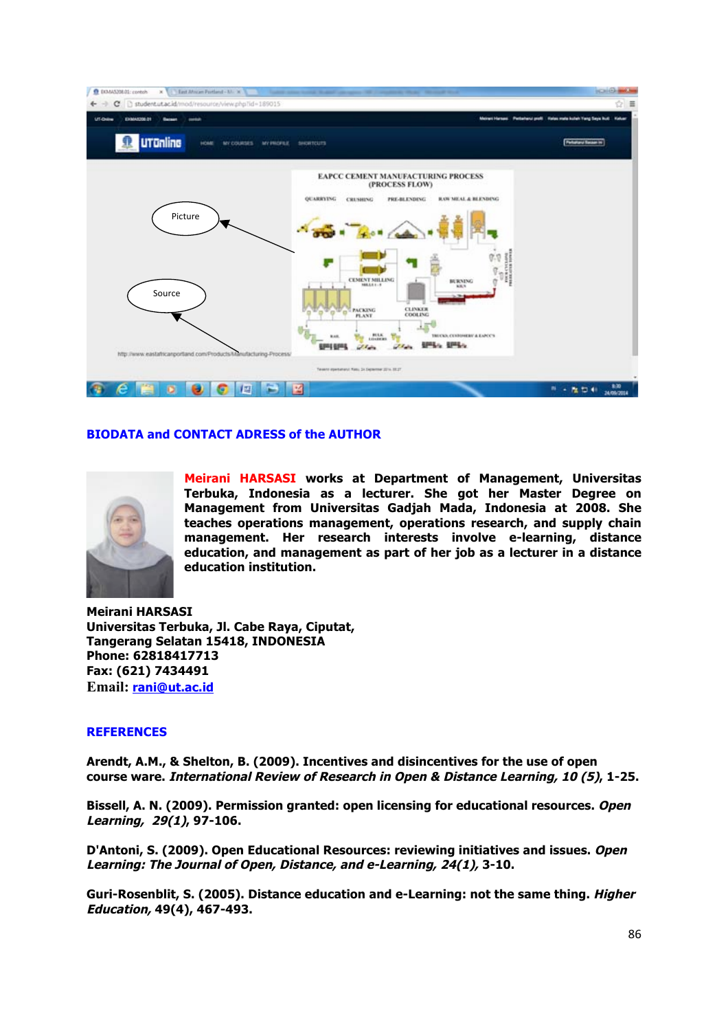## BIODATA and CONTACT ADRESS of the AUTHOR

**Meirani HARSASI works at Department of Management, Universitas Terbuka, Indonesia as a lecturer. She got her Master Degree on Management from Universitas Gadjah Mada, Indonesia at 2008. She teaches operations management, operations research, and supply chain management. Her research interests involve e-learning, distance education, and management as part of her job as a lecturer in a distance education institution.**

**Meirani HARSASI**
**Universitas Terbuka, Jl. Cabe Raya, Ciputat,**
**Tangerang Selatan 15418, INDONESIA**
**Phone: 62818417713**
**Fax: (621) 7434491**
**Email: rani@ut.ac.id**

## REFERENCES

**Arendt, A.M., & Shelton, B. (2009). Incentives and disincentives for the use of open course ware. *International Review of Research in Open & Distance Learning, 10 (5)*, 1-25.**

**Bissell, A. N. (2009). Permission granted: open licensing for educational resources. *Open Learning, 29(1)*, 97-106.**

**D'Antoni, S. (2009). Open Educational Resources: reviewing initiatives and issues. *Open Learning: The Journal of Open, Distance, and e-Learning, 24(1)*, 3-10.**

**Guri-Rosenblit, S. (2005). Distance education and e-Learning: not the same thing. *Higher Education,* 49(4), 467-493.**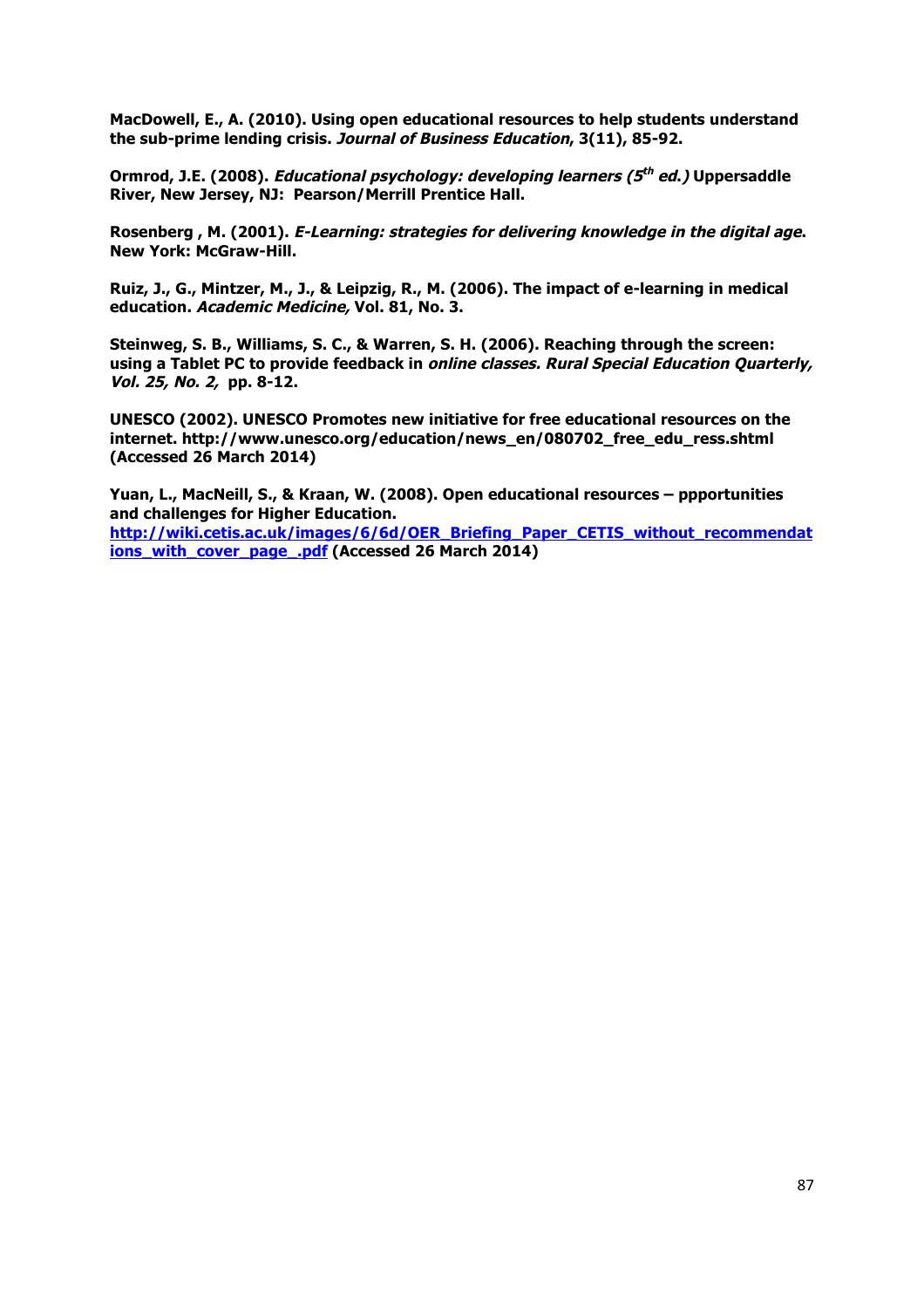**MacDowell, E., A. (2010). Using open educational resources to help students understand the sub-prime lending crisis. *Journal of Business Education*, 3(11), 85-92.**

**Ormrod, J.E. (2008). *Educational psychology: developing learners (5th ed.)* Uppersaddle River, New Jersey, NJ: Pearson/Merrill Prentice Hall.**

**Rosenberg , M. (2001). *E-Learning: strategies for delivering knowledge in the digital age*. New York: McGraw-Hill.**

**Ruiz, J., G., Mintzer, M., J., & Leipzig, R., M. (2006). The impact of e-learning in medical education. *Academic Medicine,* Vol. 81, No. 3.**

**Steinweg, S. B., Williams, S. C., & Warren, S. H. (2006). Reaching through the screen: using a Tablet PC to provide feedback in *online classes. Rural Special Education Quarterly, Vol. 25, No. 2,* pp. 8-12.**

**UNESCO (2002). UNESCO Promotes new initiative for free educational resources on the internet. http://www.unesco.org/education/news_en/080702_free_edu_ress.shtml (Accessed 26 March 2014)**

**Yuan, L., MacNeill, S., & Kraan, W. (2008). Open educational resources – ppportunities and challenges for Higher Education. [http://wiki.cetis.ac.uk/images/6/6d/OER_Briefing_Paper_CETIS_without_recommendations_with_cover_page_.pdf](http://wiki.cetis.ac.uk/images/6/6d/OER_Briefing_Paper_CETIS_without_recommendations_with_cover_page_.pdf) (Accessed 26 March 2014)**